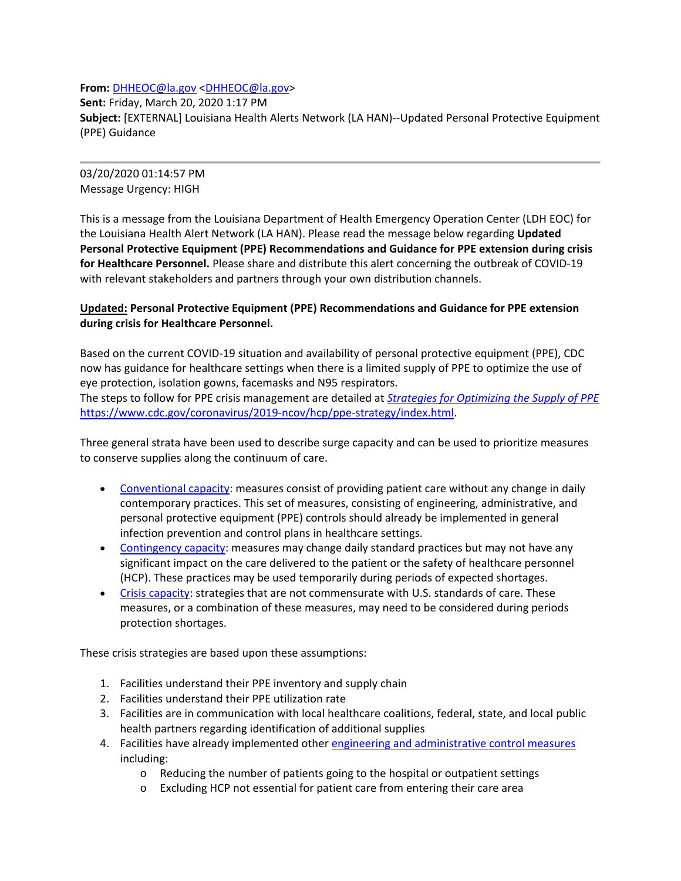**From:** DHHEOC@la.gov <DHHEOC@la.gov>
**Sent:** Friday, March 20, 2020 1:17 PM
**Subject:** [EXTERNAL] Louisiana Health Alerts Network (LA HAN)--Updated Personal Protective Equipment (PPE) Guidance

---

03/20/2020 01:14:57 PM
Message Urgency: HIGH

This is a message from the Louisiana Department of Health Emergency Operation Center (LDH EOC) for the Louisiana Health Alert Network (LA HAN). Please read the message below regarding **Updated Personal Protective Equipment (PPE) Recommendations and Guidance for PPE extension during crisis for Healthcare Personnel.** Please share and distribute this alert concerning the outbreak of COVID-19 with relevant stakeholders and partners through your own distribution channels.

**Updated: Personal Protective Equipment (PPE) Recommendations and Guidance for PPE extension during crisis for Healthcare Personnel.**

Based on the current COVID-19 situation and availability of personal protective equipment (PPE), CDC now has guidance for healthcare settings when there is a limited supply of PPE to optimize the use of eye protection, isolation gowns, facemasks and N95 respirators.
The steps to follow for PPE crisis management are detailed at *Strategies for Optimizing the Supply of PPE* https://www.cdc.gov/coronavirus/2019-ncov/hcp/ppe-strategy/index.html.

Three general strata have been used to describe surge capacity and can be used to prioritize measures to conserve supplies along the continuum of care.

- Conventional capacity: measures consist of providing patient care without any change in daily contemporary practices. This set of measures, consisting of engineering, administrative, and personal protective equipment (PPE) controls should already be implemented in general infection prevention and control plans in healthcare settings.
- Contingency capacity: measures may change daily standard practices but may not have any significant impact on the care delivered to the patient or the safety of healthcare personnel (HCP). These practices may be used temporarily during periods of expected shortages.
- Crisis capacity: strategies that are not commensurate with U.S. standards of care. These measures, or a combination of these measures, may need to be considered during periods protection shortages.

These crisis strategies are based upon these assumptions:

1. Facilities understand their PPE inventory and supply chain
2. Facilities understand their PPE utilization rate
3. Facilities are in communication with local healthcare coalitions, federal, state, and local public health partners regarding identification of additional supplies
4. Facilities have already implemented other engineering and administrative control measures including:
    - Reducing the number of patients going to the hospital or outpatient settings
    - Excluding HCP not essential for patient care from entering their care area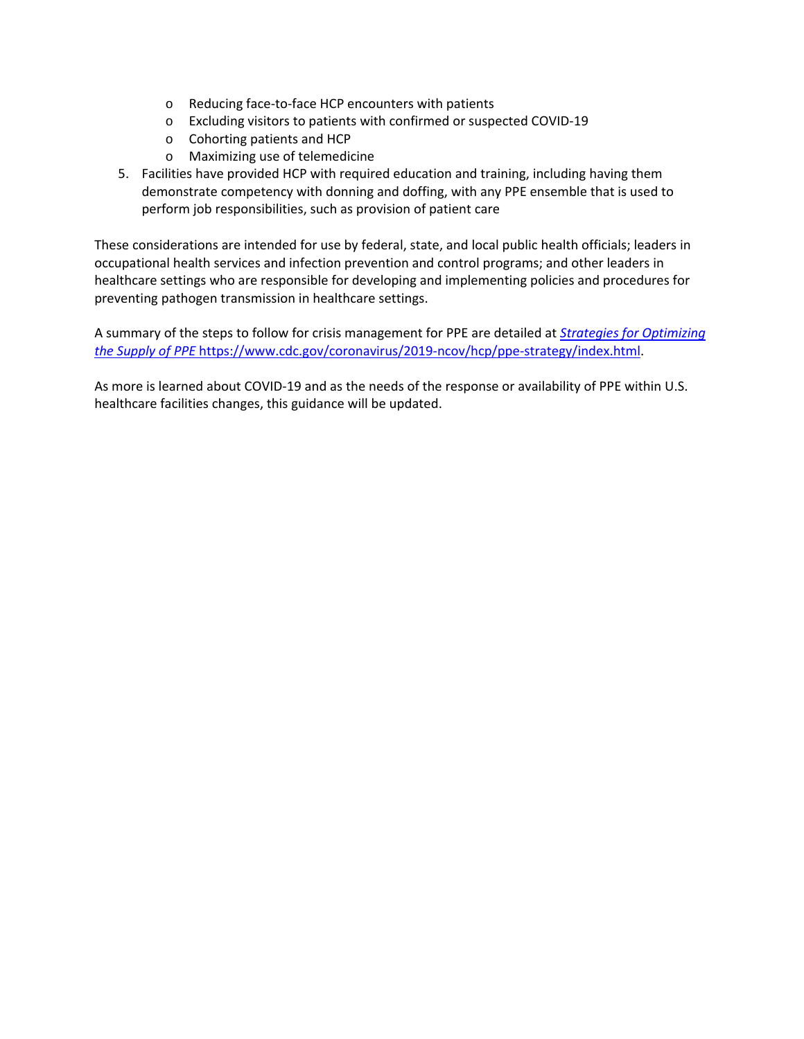- Reducing face-to-face HCP encounters with patients
  - Excluding visitors to patients with confirmed or suspected COVID-19
  - Cohorting patients and HCP
  - Maximizing use of telemedicine

5. Facilities have provided HCP with required education and training, including having them demonstrate competency with donning and doffing, with any PPE ensemble that is used to perform job responsibilities, such as provision of patient care

These considerations are intended for use by federal, state, and local public health officials; leaders in occupational health services and infection prevention and control programs; and other leaders in healthcare settings who are responsible for developing and implementing policies and procedures for preventing pathogen transmission in healthcare settings.

A summary of the steps to follow for crisis management for PPE are detailed at [*Strategies for Optimizing the Supply of PPE*](https://www.cdc.gov/coronavirus/2019-ncov/hcp/ppe-strategy/index.html) https://www.cdc.gov/coronavirus/2019-ncov/hcp/ppe-strategy/index.html.

As more is learned about COVID-19 and as the needs of the response or availability of PPE within U.S. healthcare facilities changes, this guidance will be updated.